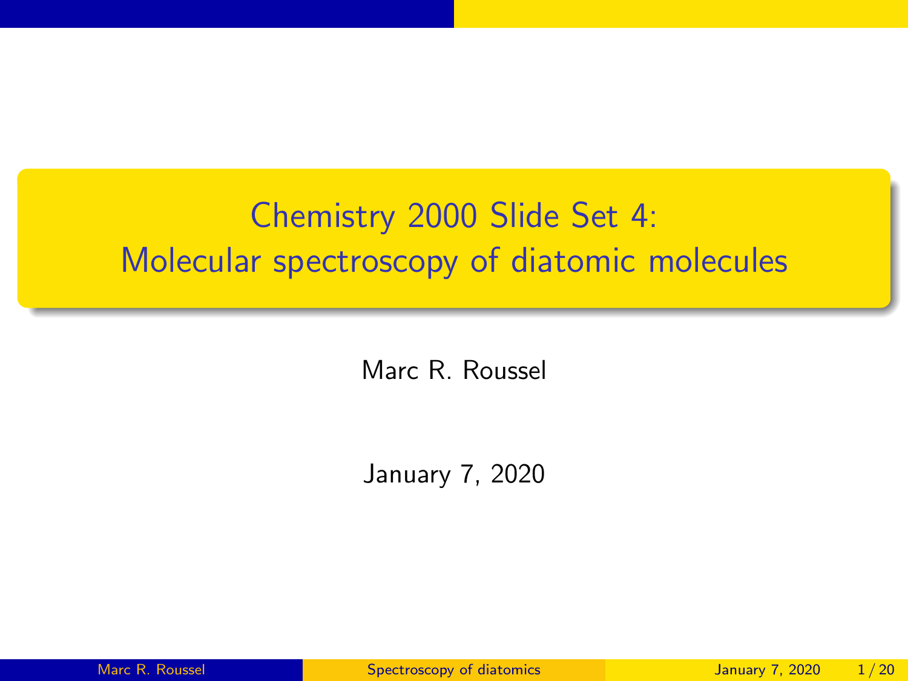# Chemistry 2000 Slide Set 4: Molecular spectroscopy of diatomic molecules

Marc R. Roussel

January 7, 2020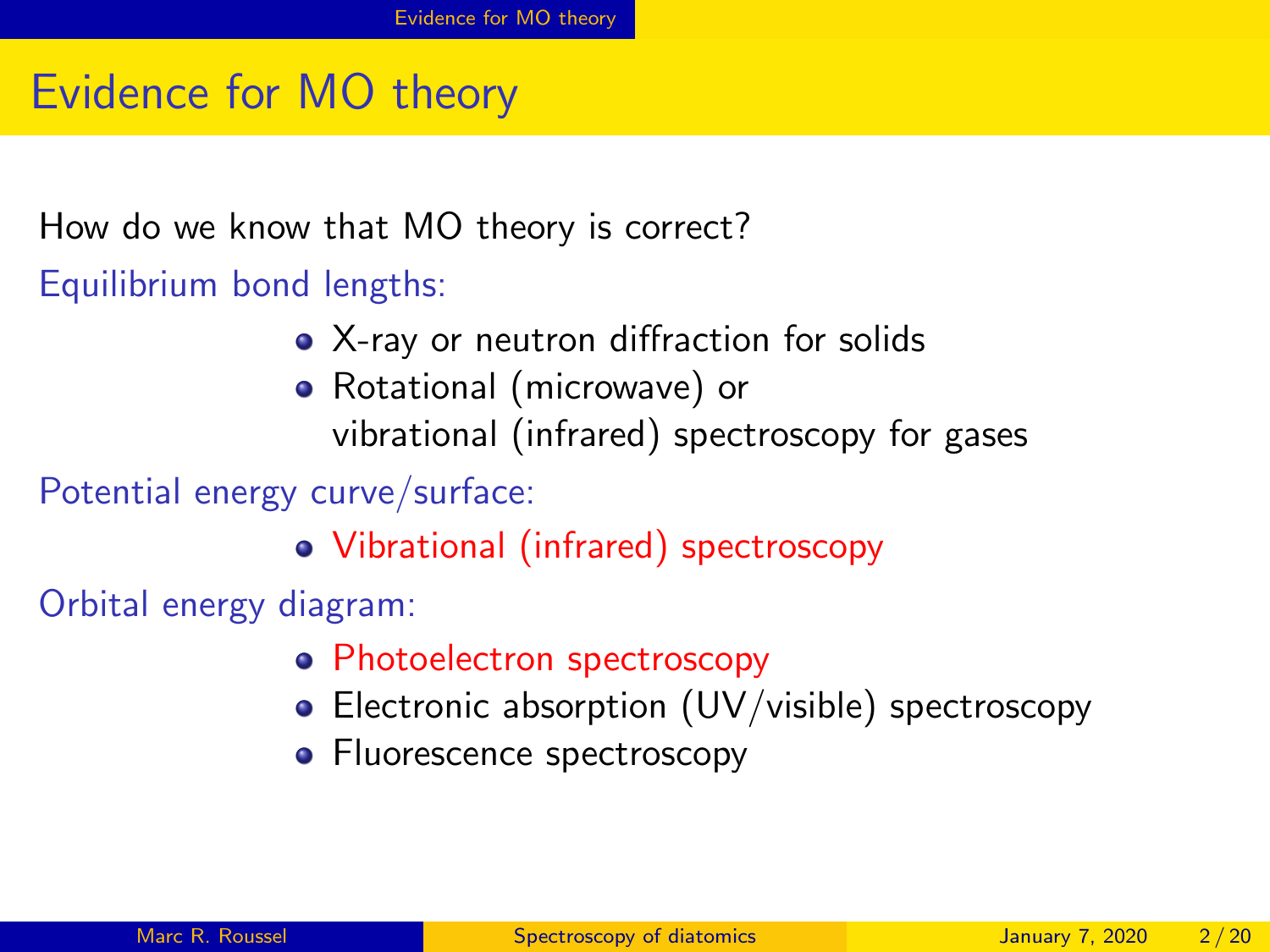# Evidence for MO theory

How do we know that MO theory is correct?

Equilibrium bond lengths:

- X-ray or neutron diffraction for solids
- Rotational (microwave) or vibrational (infrared) spectroscopy for gases

Potential energy curve/surface:

- Vibrational (infrared) spectroscopy

Orbital energy diagram:

- Photoelectron spectroscopy
- Electronic absorption (UV/visible) spectroscopy
- Fluorescence spectroscopy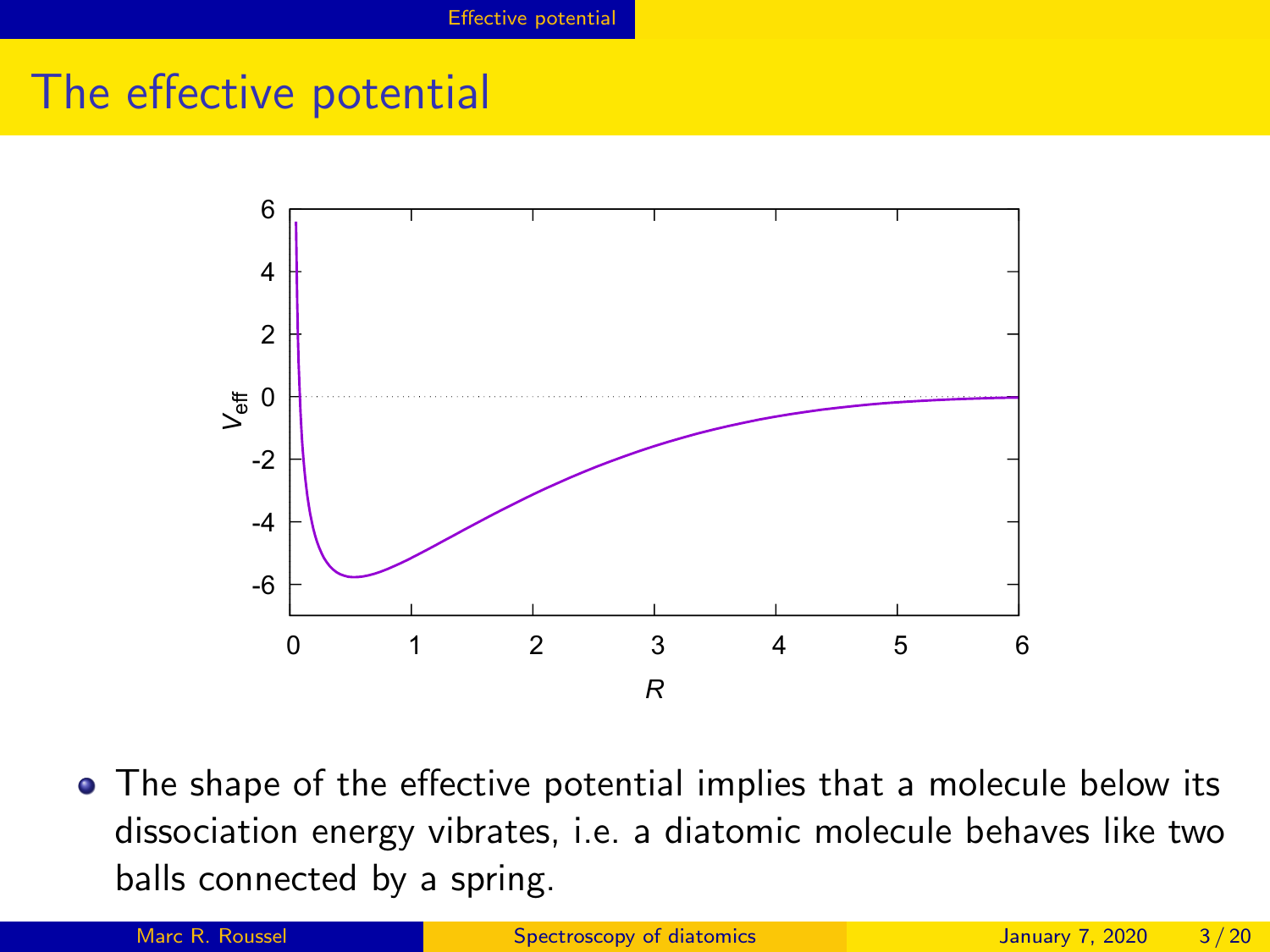# The effective potential

- The shape of the effective potential implies that a molecule below its dissociation energy vibrates, i.e. a diatomic molecule behaves like two balls connected by a spring.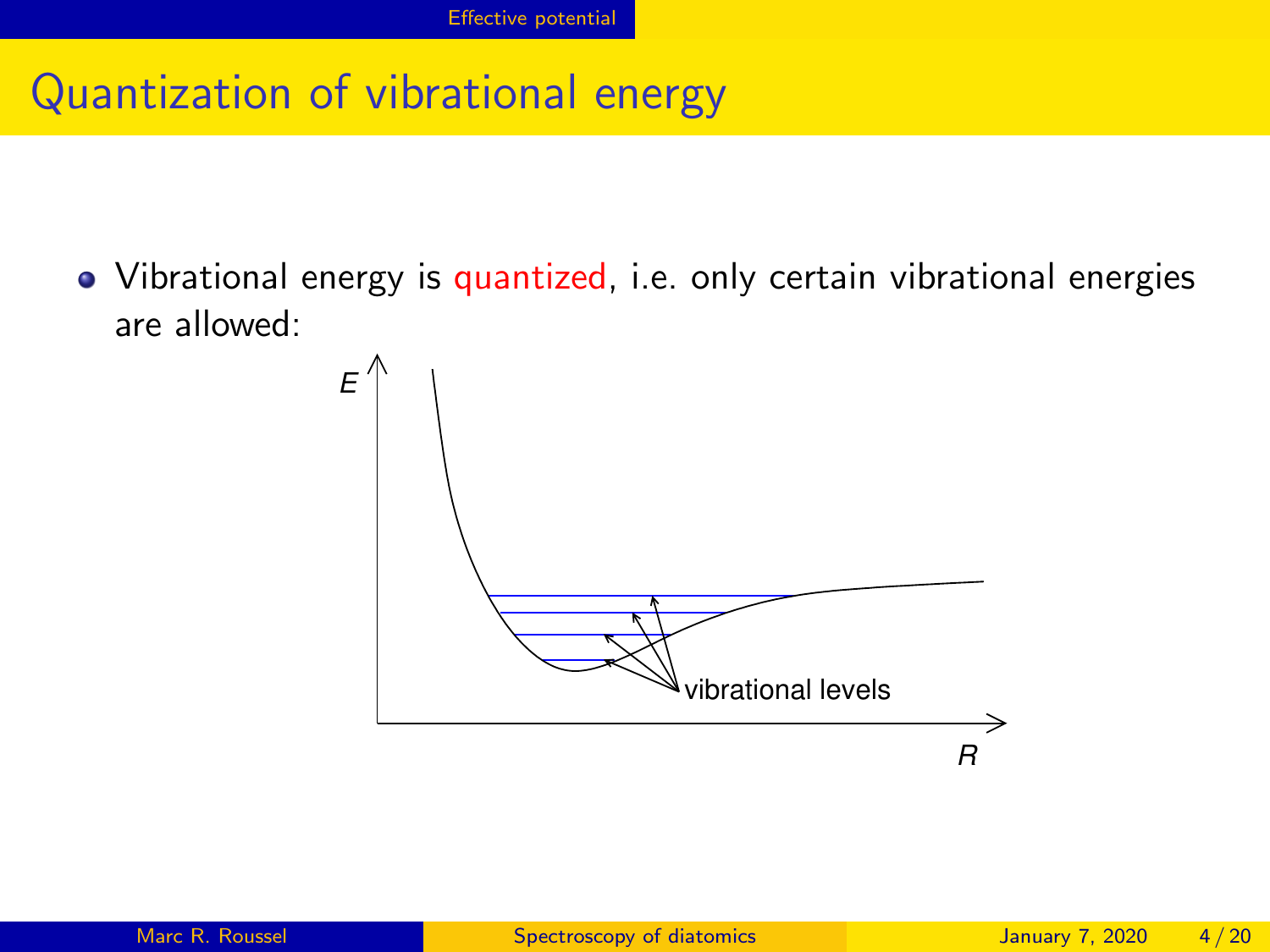# Quantization of vibrational energy

- Vibrational energy is quantized, i.e. only certain vibrational energies are allowed: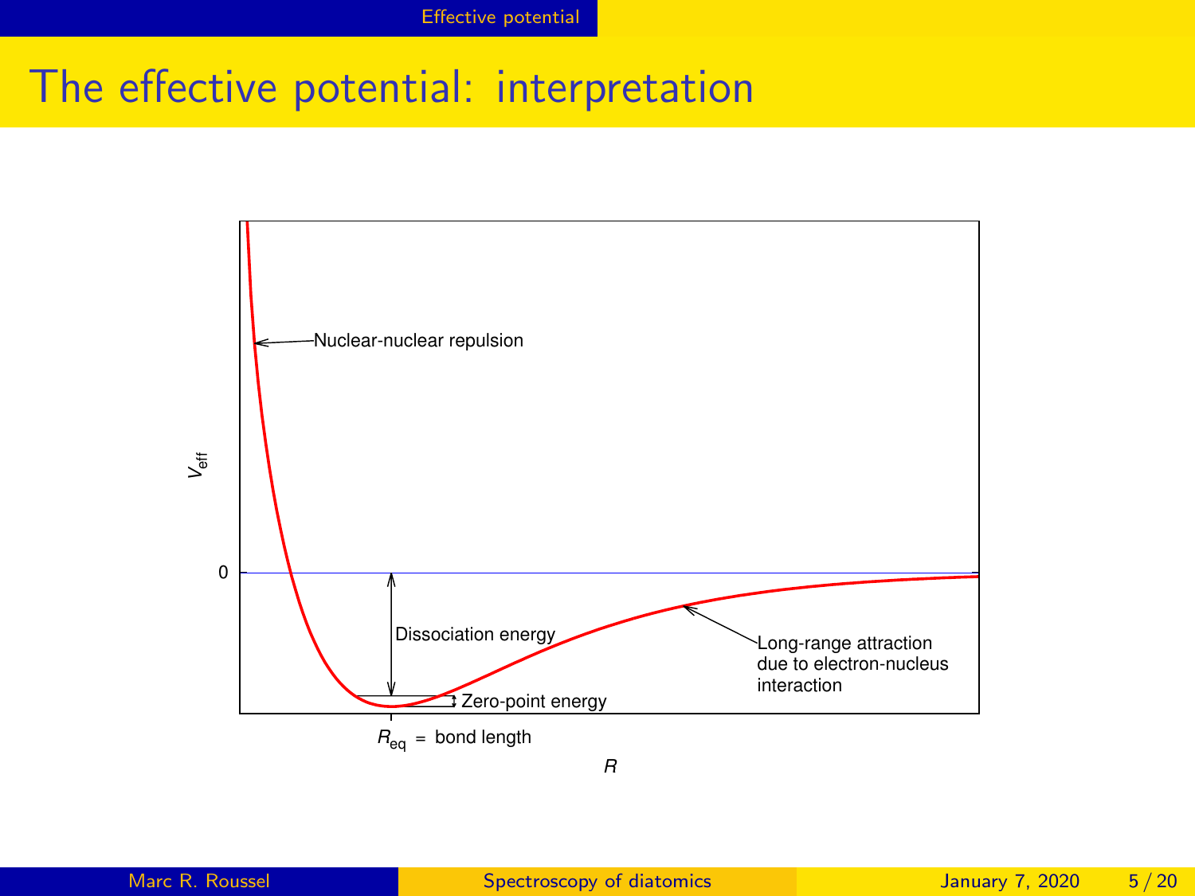# The effective potential: interpretation

$V_{\text{eff}}$

0

Nuclear-nuclear repulsion

Dissociation energy

Zero-point energy

Long-range attraction due to electron-nucleus interaction

$R_{\text{eq}}$ = bond length

$R$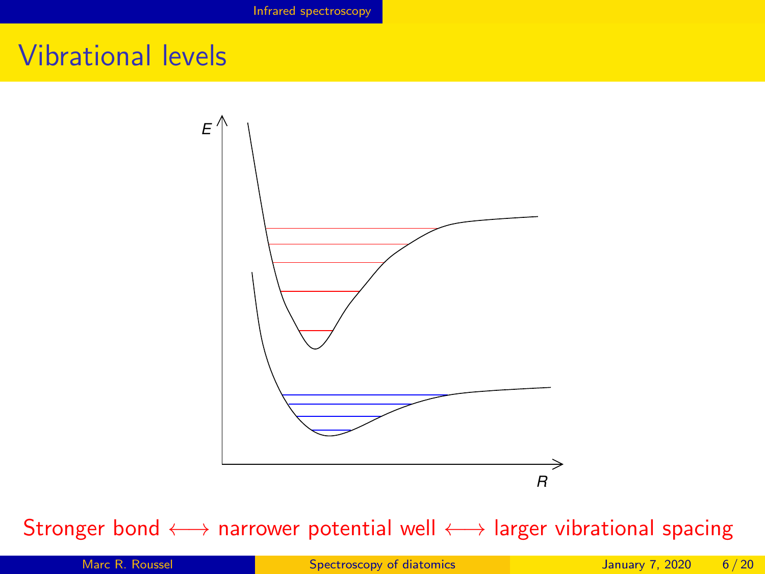# Vibrational levels

Stronger bond ⟷ narrower potential well ⟷ larger vibrational spacing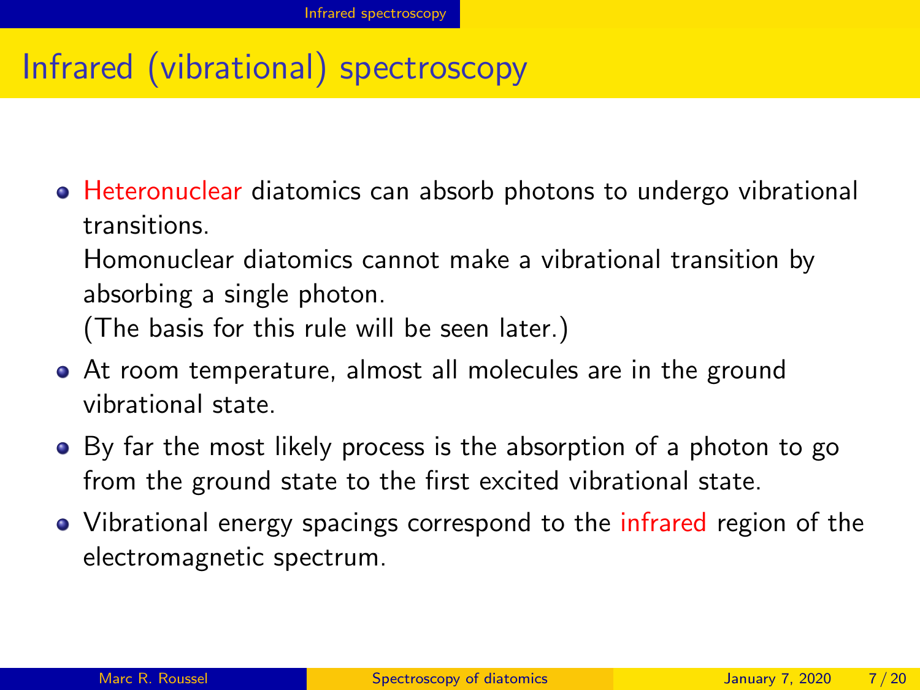# Infrared (vibrational) spectroscopy

- Heteronuclear diatomics can absorb photons to undergo vibrational transitions.
  Homonuclear diatomics cannot make a vibrational transition by absorbing a single photon.
  (The basis for this rule will be seen later.)
- At room temperature, almost all molecules are in the ground vibrational state.
- By far the most likely process is the absorption of a photon to go from the ground state to the first excited vibrational state.
- Vibrational energy spacings correspond to the infrared region of the electromagnetic spectrum.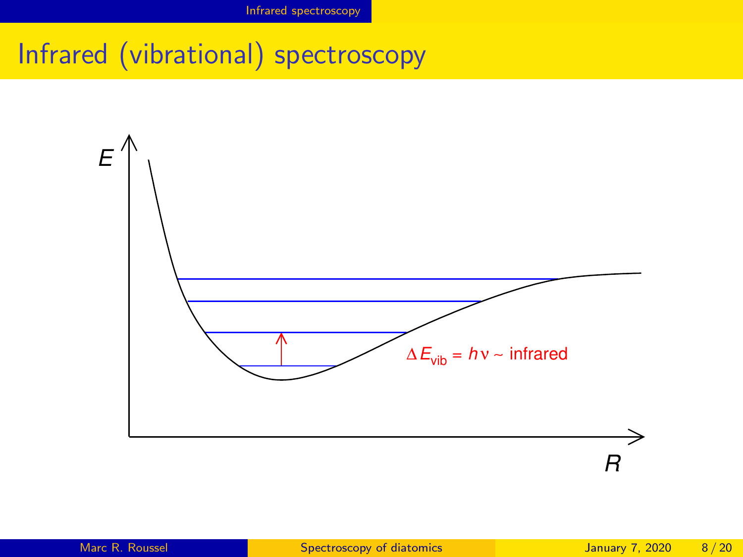# Infrared (vibrational) spectroscopy

$E$

$\Delta E_{vib} = h\nu \sim$ infrared

$R$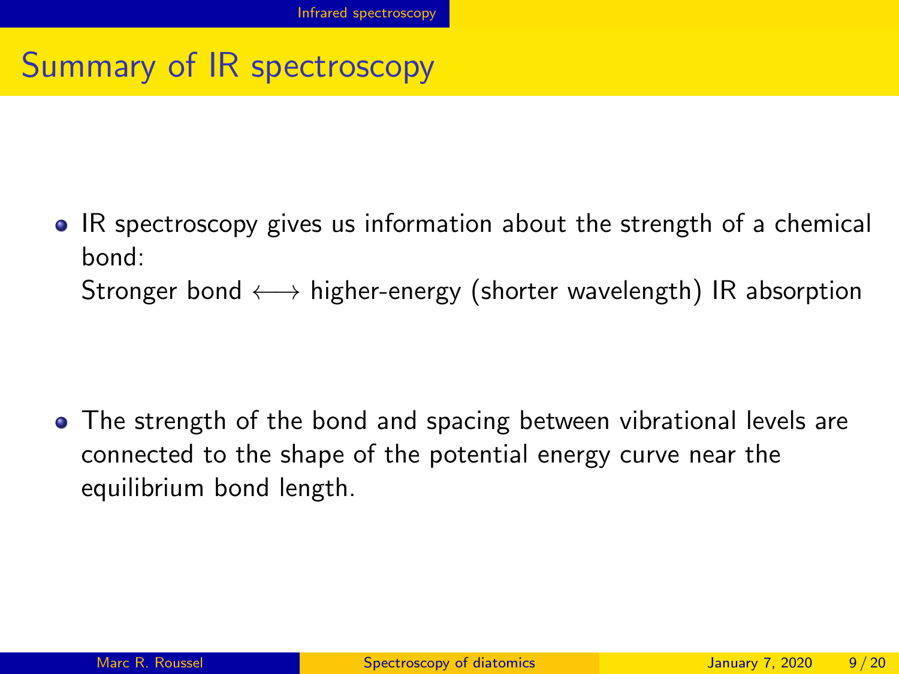# Summary of IR spectroscopy

- IR spectroscopy gives us information about the strength of a chemical bond:
  Stronger bond $\longleftrightarrow$ higher-energy (shorter wavelength) IR absorption

- The strength of the bond and spacing between vibrational levels are connected to the shape of the potential energy curve near the equilibrium bond length.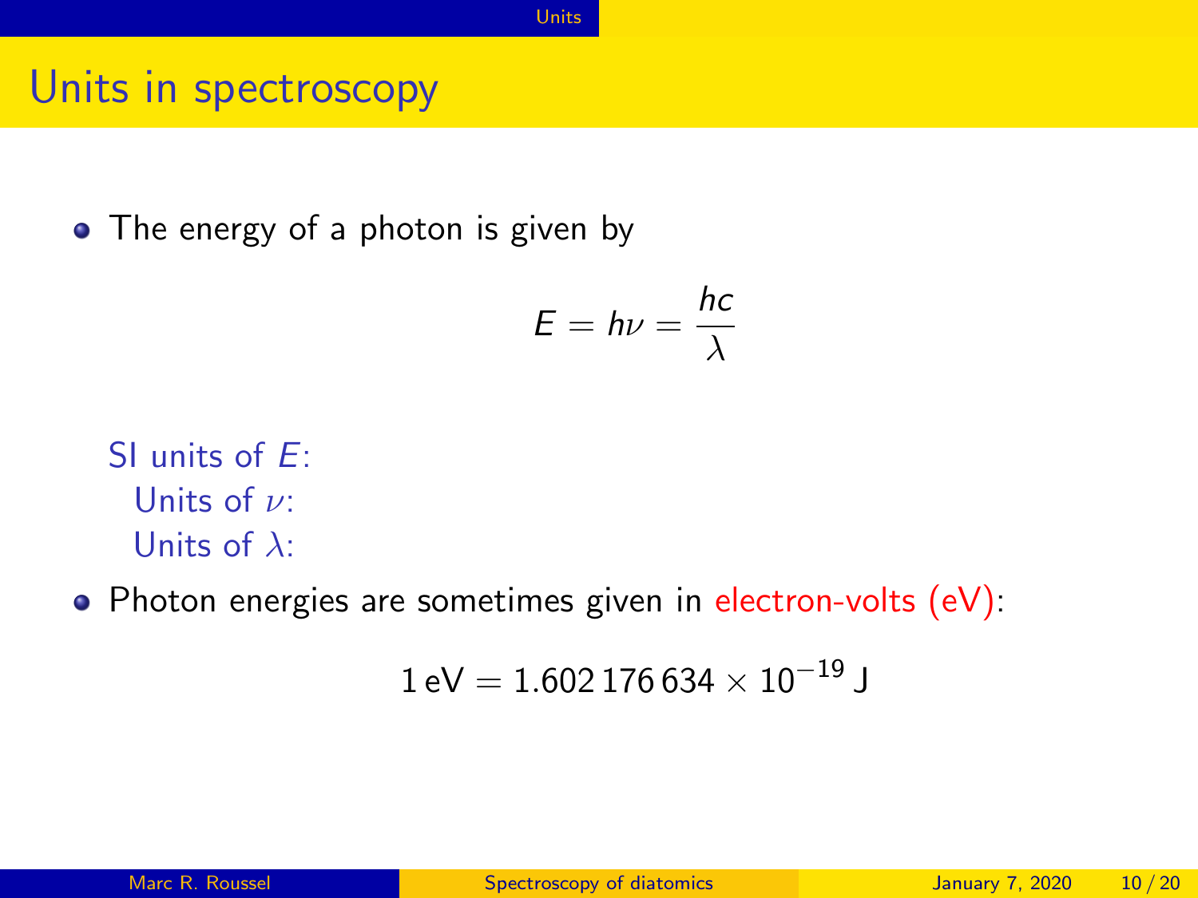## Units in spectroscopy

- The energy of a photon is given by

$$E = h\nu = \frac{hc}{\lambda}$$

  SI units of $E$:
    Units of $\nu$:
    Units of $\lambda$:

- Photon energies are sometimes given in electron-volts (eV):

$$1\,\text{eV} = 1.602\,176\,634 \times 10^{-19}\,\text{J}$$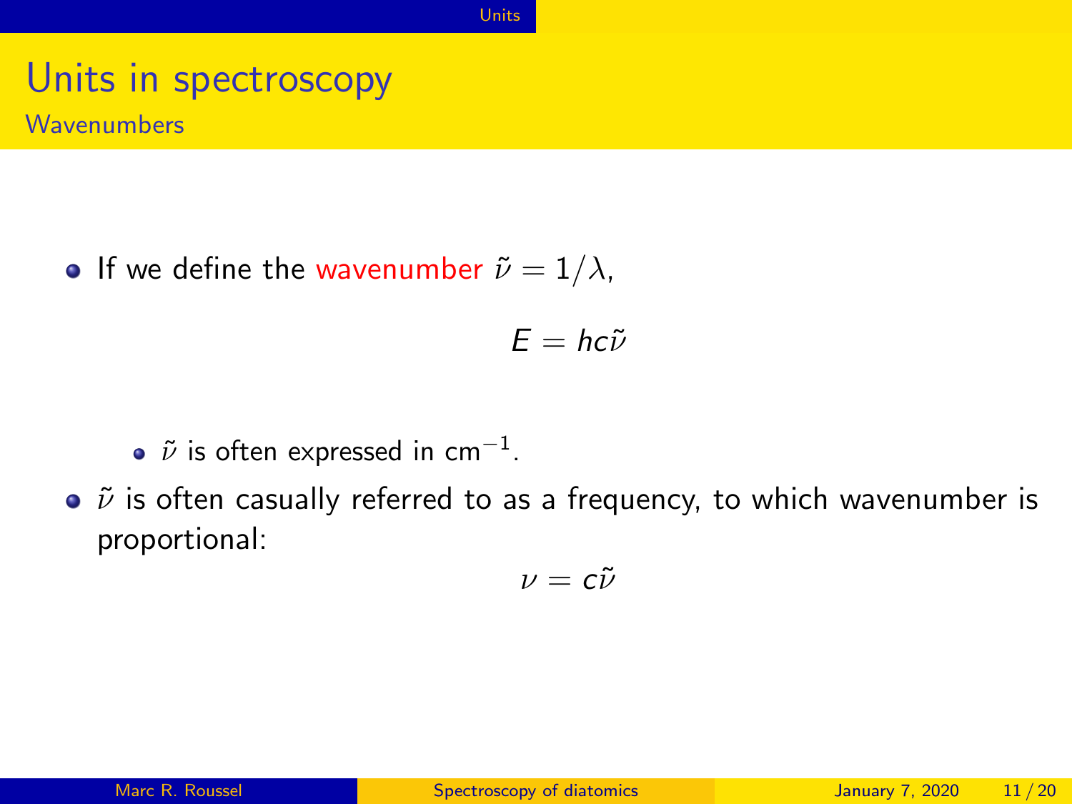# Units in spectroscopy

## Wavenumbers

- If we define the wavenumber $\tilde{\nu} = 1/\lambda$,

$$E = hc\tilde{\nu}$$

  - $\tilde{\nu}$ is often expressed in $\text{cm}^{-1}$.

- $\tilde{\nu}$ is often casually referred to as a frequency, to which wavenumber is proportional:

$$\nu = c\tilde{\nu}$$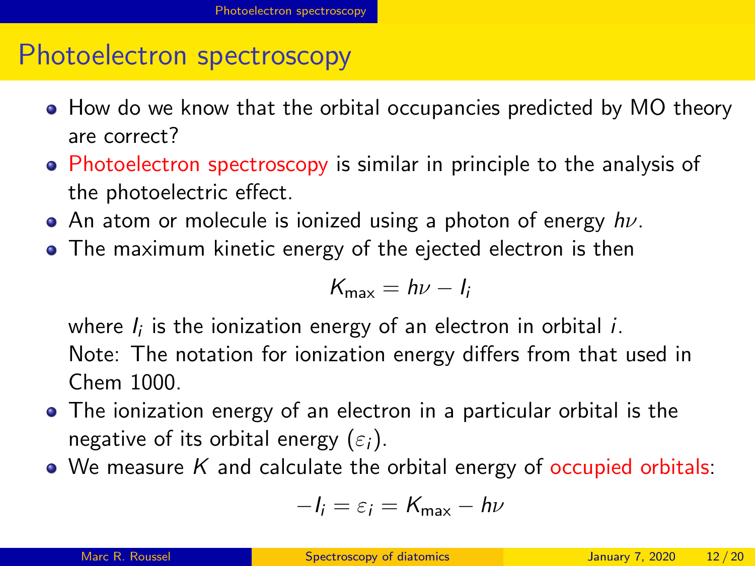# Photoelectron spectroscopy

- How do we know that the orbital occupancies predicted by MO theory are correct?
- Photoelectron spectroscopy is similar in principle to the analysis of the photoelectric effect.
- An atom or molecule is ionized using a photon of energy $h\nu$.
- The maximum kinetic energy of the ejected electron is then

  $$K_{\max} = h\nu - I_i$$

  where $I_i$ is the ionization energy of an electron in orbital $i$.
  Note: The notation for ionization energy differs from that used in Chem 1000.
- The ionization energy of an electron in a particular orbital is the negative of its orbital energy ($\varepsilon_i$).
- We measure $K$ and calculate the orbital energy of occupied orbitals:

  $$-I_i = \varepsilon_i = K_{\max} - h\nu$$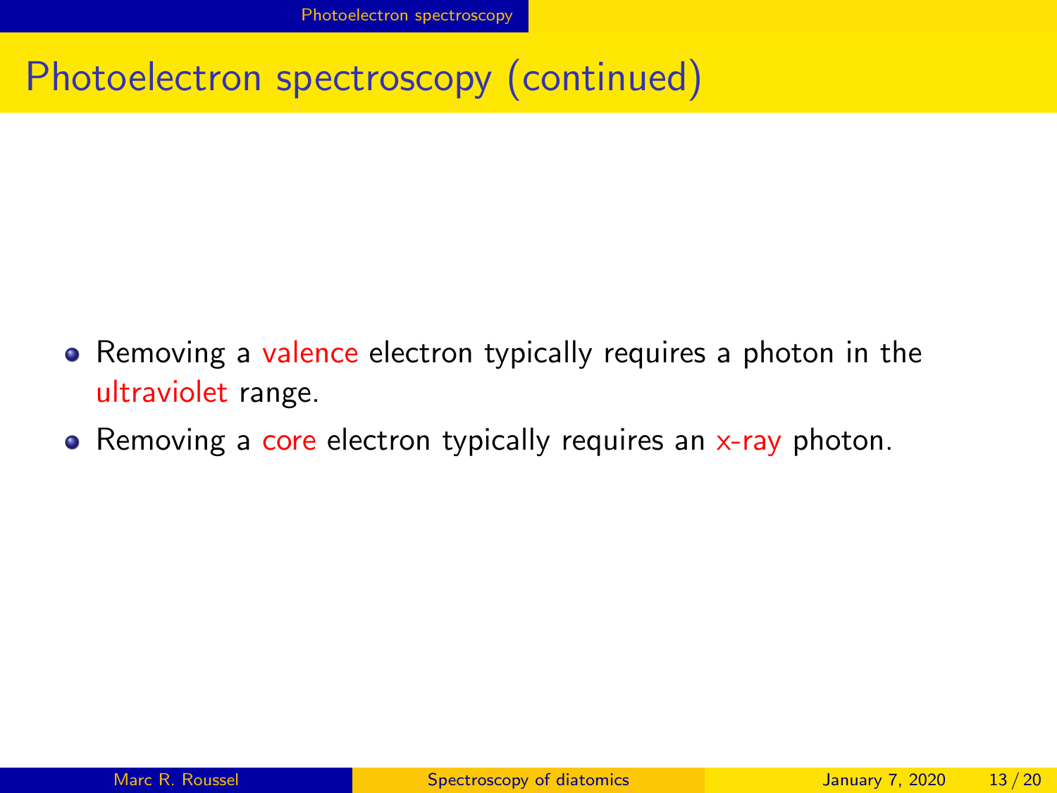# Photoelectron spectroscopy (continued)

- Removing a valence electron typically requires a photon in the ultraviolet range.
- Removing a core electron typically requires an x-ray photon.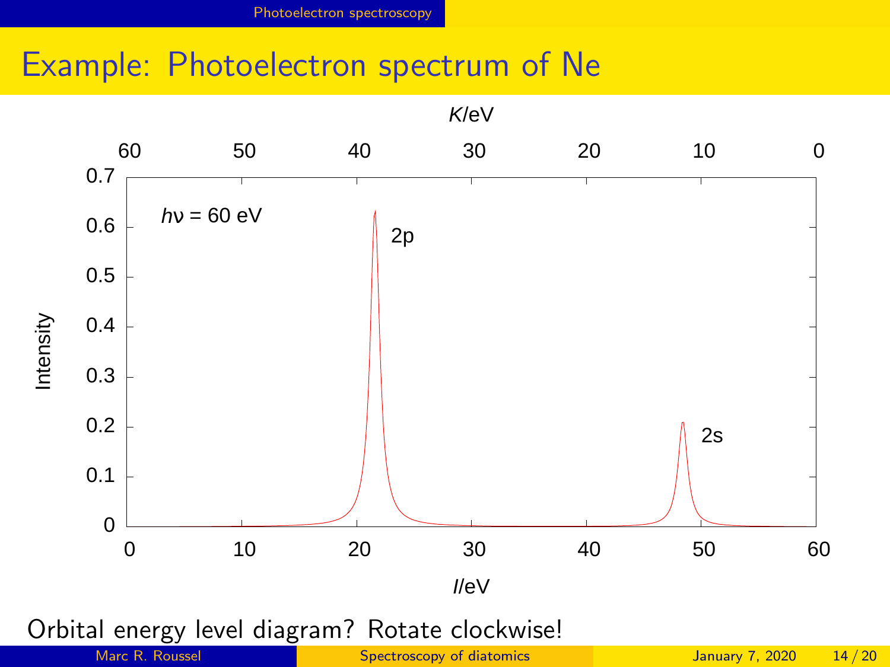# Example: Photoelectron spectrum of Ne

$K$/eV

60 50 40 30 20 10 0

$h\nu$ = 60 eV

2p

2s

Intensity

$I$/eV

0 10 20 30 40 50 60

Orbital energy level diagram? Rotate clockwise!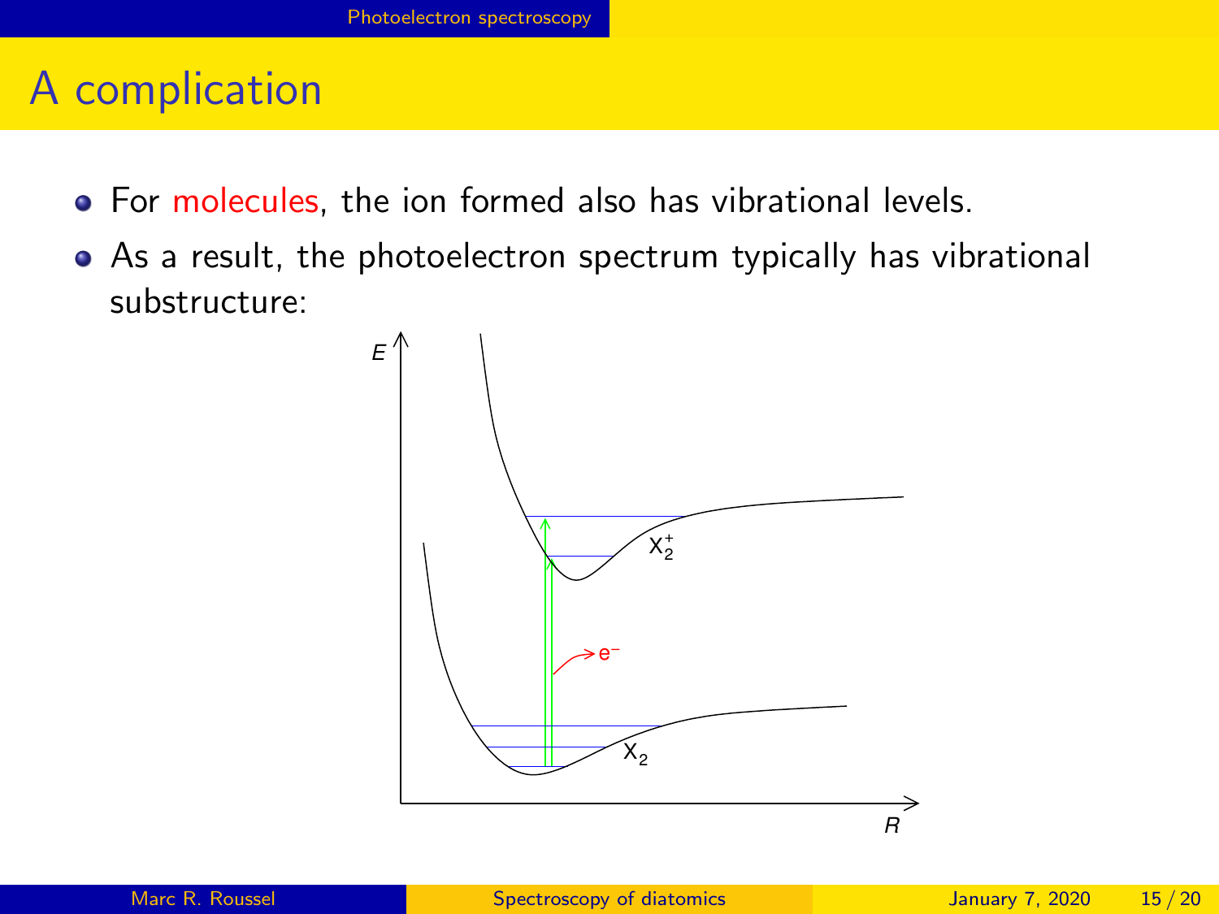# A complication

- For molecules, the ion formed also has vibrational levels.
- As a result, the photoelectron spectrum typically has vibrational substructure: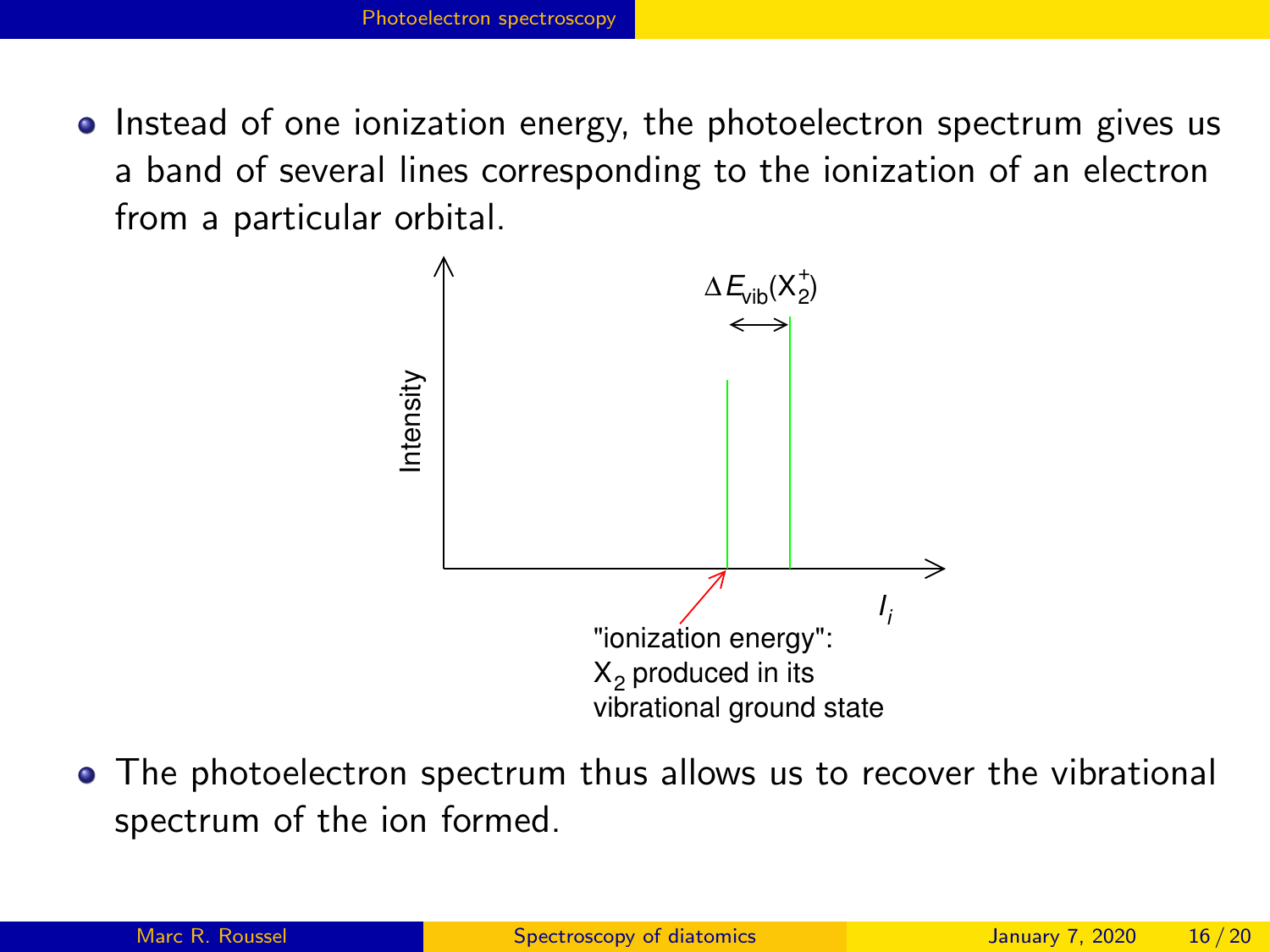- Instead of one ionization energy, the photoelectron spectrum gives us a band of several lines corresponding to the ionization of an electron from a particular orbital.

- The photoelectron spectrum thus allows us to recover the vibrational spectrum of the ion formed.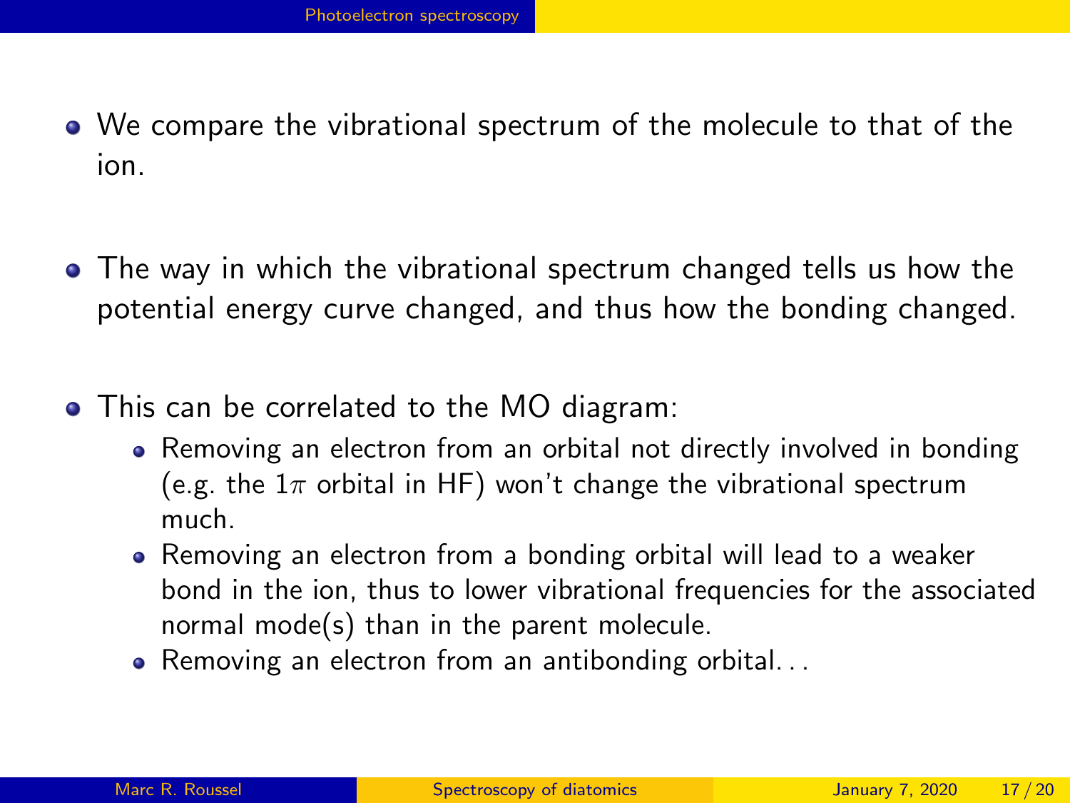- We compare the vibrational spectrum of the molecule to that of the ion.
- The way in which the vibrational spectrum changed tells us how the potential energy curve changed, and thus how the bonding changed.
- This can be correlated to the MO diagram:
  - Removing an electron from an orbital not directly involved in bonding (e.g. the $1\pi$ orbital in HF) won't change the vibrational spectrum much.
  - Removing an electron from a bonding orbital will lead to a weaker bond in the ion, thus to lower vibrational frequencies for the associated normal mode(s) than in the parent molecule.
  - Removing an electron from an antibonding orbital...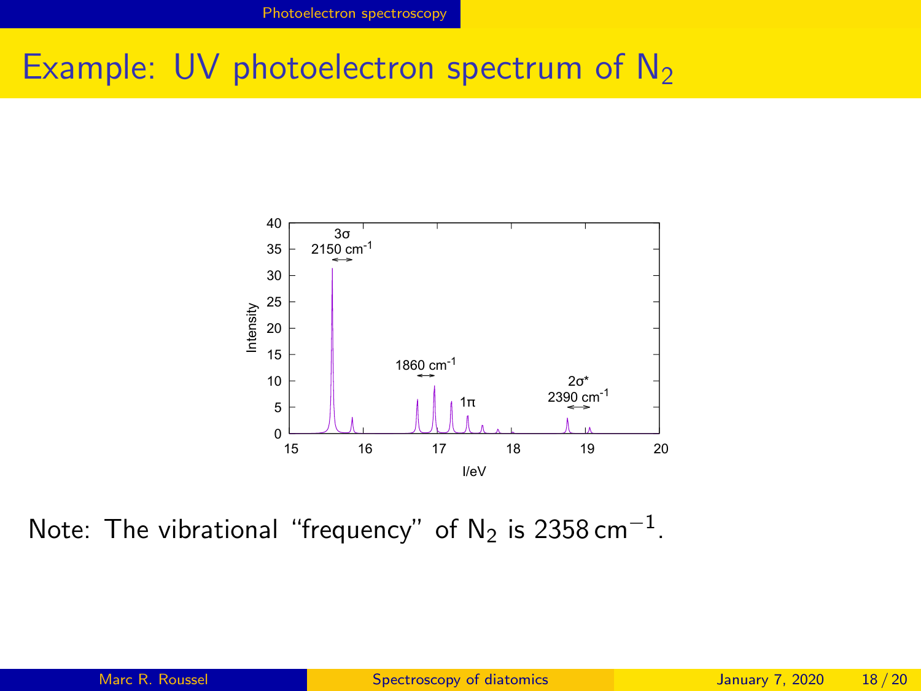# Example: UV photoelectron spectrum of $N_2$

Note: The vibrational "frequency" of $N_2$ is $2358\,\text{cm}^{-1}$.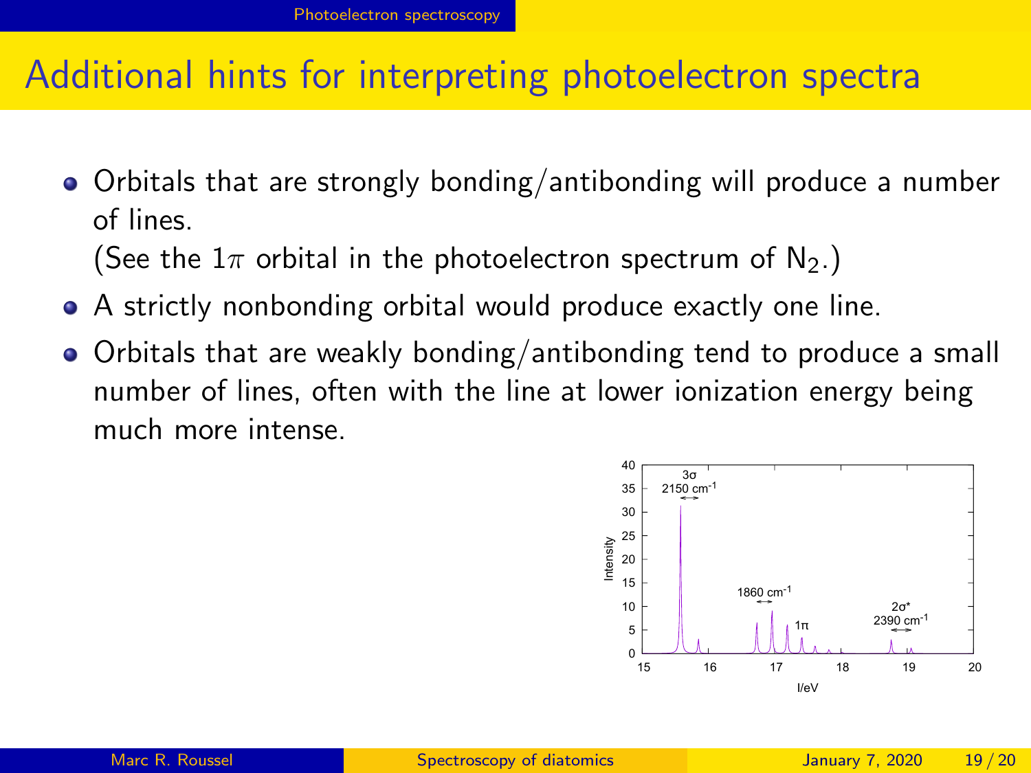# Additional hints for interpreting photoelectron spectra

- Orbitals that are strongly bonding/antibonding will produce a number of lines.
  (See the $1\pi$ orbital in the photoelectron spectrum of $N_2$.)
- A strictly nonbonding orbital would produce exactly one line.
- Orbitals that are weakly bonding/antibonding tend to produce a small number of lines, often with the line at lower ionization energy being much more intense.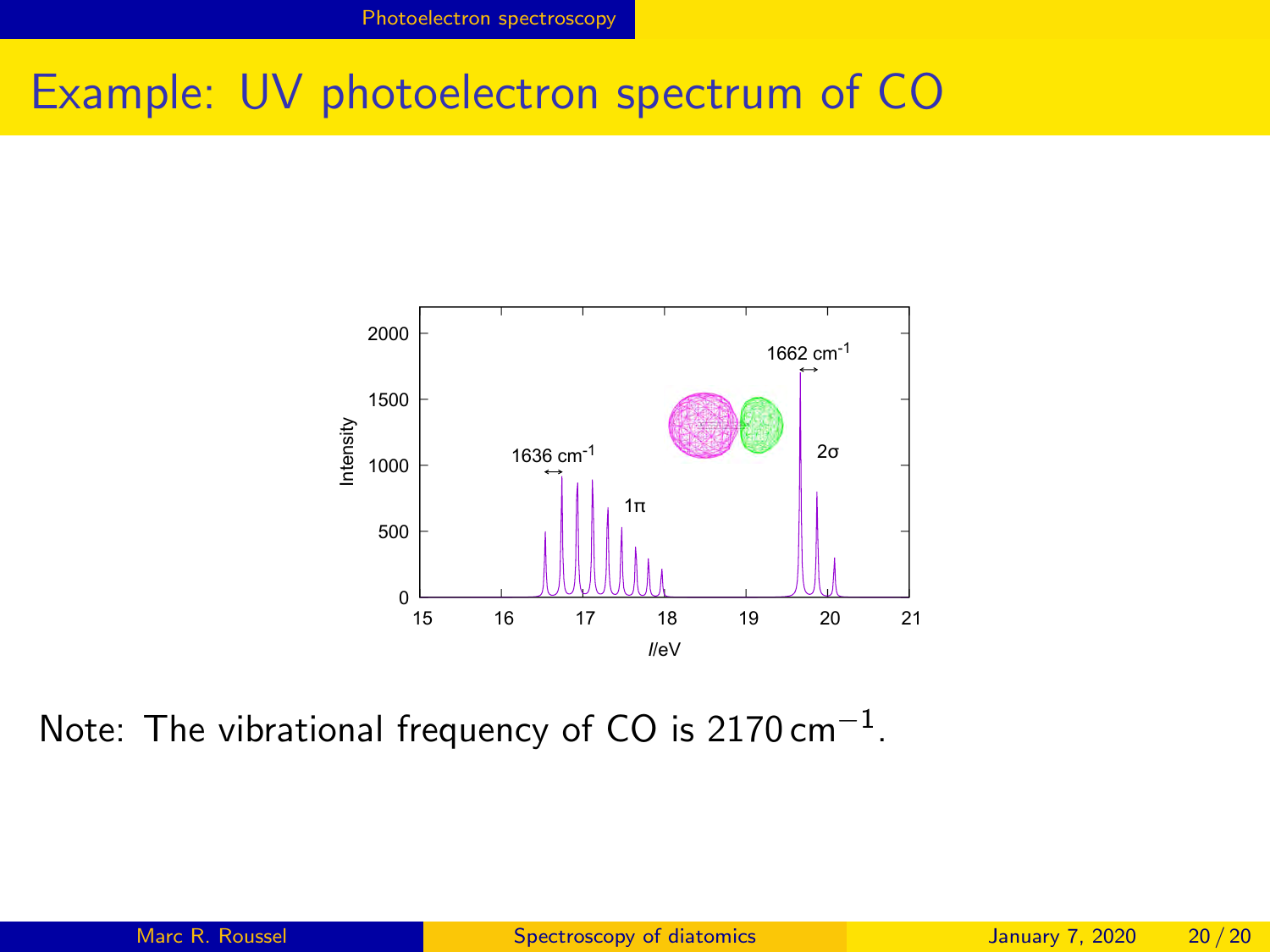# Example: UV photoelectron spectrum of CO

Intensity

2000

1500

1000

500

0

15 16 17 18 19 20 21

$I$/eV

1636 cm$^{-1}$

1π

1662 cm$^{-1}$

2σ

Note: The vibrational frequency of CO is 2170 cm$^{-1}$.